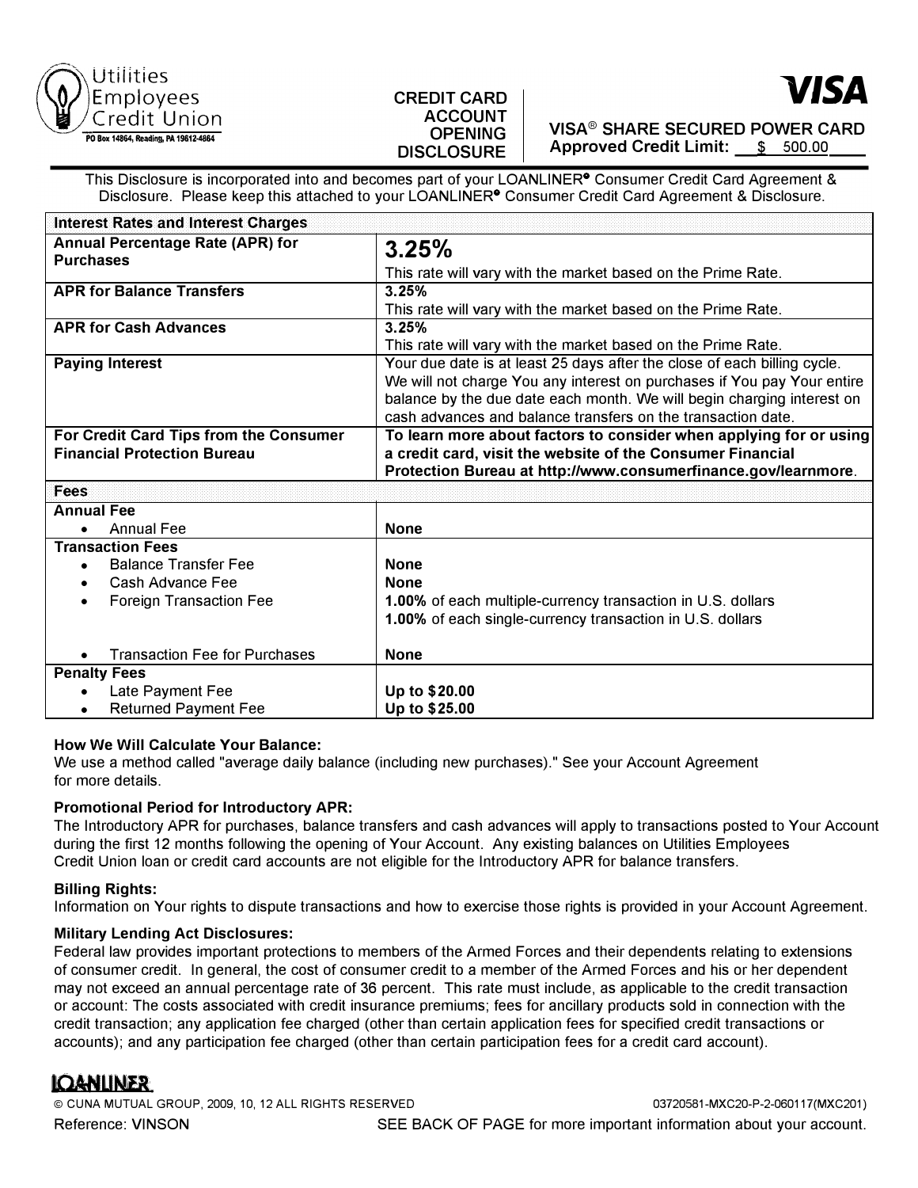Utilities Employees Credit Union
PO Box 14864, Reading, PA 19612-4864

# CREDIT CARD ACCOUNT OPENING DISCLOSURE

**VISA**

**VISA® SHARE SECURED POWER CARD**
**Approved Credit Limit:** $ 500.00

This Disclosure is incorporated into and becomes part of your LOANLINER® Consumer Credit Card Agreement & Disclosure. Please keep this attached to your LOANLINER® Consumer Credit Card Agreement & Disclosure.

| Interest Rates and Interest Charges | |
|---|---|
| **Annual Percentage Rate (APR) for Purchases** | **3.25%**<br>This rate will vary with the market based on the Prime Rate. |
| **APR for Balance Transfers** | **3.25%**<br>This rate will vary with the market based on the Prime Rate. |
| **APR for Cash Advances** | **3.25%**<br>This rate will vary with the market based on the Prime Rate. |
| **Paying Interest** | Your due date is at least 25 days after the close of each billing cycle. We will not charge You any interest on purchases if You pay Your entire balance by the due date each month. We will begin charging interest on cash advances and balance transfers on the transaction date. |
| **For Credit Card Tips from the Consumer Financial Protection Bureau** | **To learn more about factors to consider when applying for or using a credit card, visit the website of the Consumer Financial Protection Bureau at http://www.consumerfinance.gov/learnmore**. |
| **Fees** | |
| **Annual Fee** | |
| • Annual Fee | **None** |
| **Transaction Fees** | |
| • Balance Transfer Fee | **None** |
| • Cash Advance Fee | **None** |
| • Foreign Transaction Fee | **1.00%** of each multiple-currency transaction in U.S. dollars<br>**1.00%** of each single-currency transaction in U.S. dollars |
| • Transaction Fee for Purchases | **None** |
| **Penalty Fees** | |
| • Late Payment Fee | **Up to $20.00** |
| • Returned Payment Fee | **Up to $25.00** |

**How We Will Calculate Your Balance:**
We use a method called "average daily balance (including new purchases)." See your Account Agreement for more details.

**Promotional Period for Introductory APR:**
The Introductory APR for purchases, balance transfers and cash advances will apply to transactions posted to Your Account during the first 12 months following the opening of Your Account. Any existing balances on Utilities Employees Credit Union loan or credit card accounts are not eligible for the Introductory APR for balance transfers.

**Billing Rights:**
Information on Your rights to dispute transactions and how to exercise those rights is provided in your Account Agreement.

**Military Lending Act Disclosures:**
Federal law provides important protections to members of the Armed Forces and their dependents relating to extensions of consumer credit. In general, the cost of consumer credit to a member of the Armed Forces and his or her dependent may not exceed an annual percentage rate of 36 percent. This rate must include, as applicable to the credit transaction or account: The costs associated with credit insurance premiums; fees for ancillary products sold in connection with the credit transaction; any application fee charged (other than certain application fees for specified credit transactions or accounts); and any participation fee charged (other than certain participation fees for a credit card account).

LOANLINER

© CUNA MUTUAL GROUP, 2009, 10, 12 ALL RIGHTS RESERVED 03720581-MXC20-P-2-060117(MXC201)

Reference: VINSON SEE BACK OF PAGE for more important information about your account.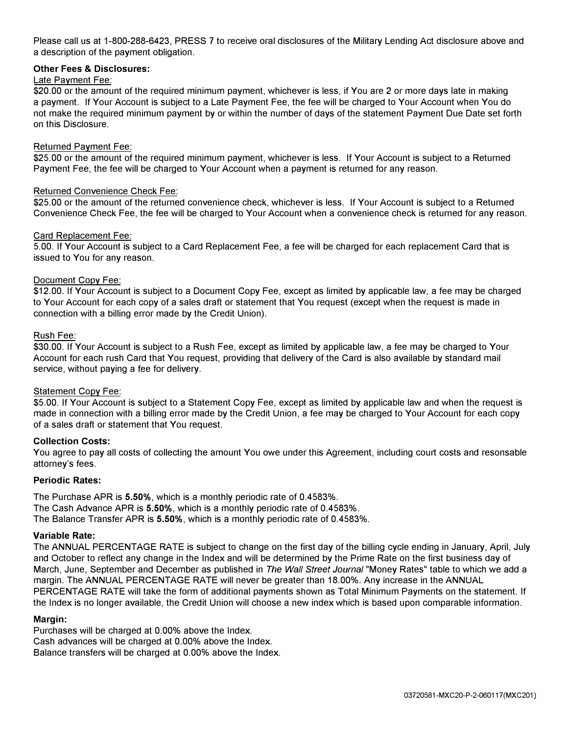Please call us at 1-800-288-6423, PRESS 7 to receive oral disclosures of the Military Lending Act disclosure above and a description of the payment obligation.

**Other Fees & Disclosures:**

Late Payment Fee:

$20.00 or the amount of the required minimum payment, whichever is less, if You are 2 or more days late in making a payment. If Your Account is subject to a Late Payment Fee, the fee will be charged to Your Account when You do not make the required minimum payment by or within the number of days of the statement Payment Due Date set forth on this Disclosure.

Returned Payment Fee:

$25.00 or the amount of the required minimum payment, whichever is less. If Your Account is subject to a Returned Payment Fee, the fee will be charged to Your Account when a payment is returned for any reason.

Returned Convenience Check Fee:

$25.00 or the amount of the returned convenience check, whichever is less. If Your Account is subject to a Returned Convenience Check Fee, the fee will be charged to Your Account when a convenience check is returned for any reason.

Card Replacement Fee:

5.00. If Your Account is subject to a Card Replacement Fee, a fee will be charged for each replacement Card that is issued to You for any reason.

Document Copy Fee:

$12.00. If Your Account is subject to a Document Copy Fee, except as limited by applicable law, a fee may be charged to Your Account for each copy of a sales draft or statement that You request (except when the request is made in connection with a billing error made by the Credit Union).

Rush Fee:

$30.00. If Your Account is subject to a Rush Fee, except as limited by applicable law, a fee may be charged to Your Account for each rush Card that You request, providing that delivery of the Card is also available by standard mail service, without paying a fee for delivery.

Statement Copy Fee:

$5.00. If Your Account is subject to a Statement Copy Fee, except as limited by applicable law and when the request is made in connection with a billing error made by the Credit Union, a fee may be charged to Your Account for each copy of a sales draft or statement that You request.

**Collection Costs:**

You agree to pay all costs of collecting the amount You owe under this Agreement, including court costs and resonsable attorney's fees.

**Periodic Rates:**

The Purchase APR is **5.50%**, which is a monthly periodic rate of 0.4583%.
The Cash Advance APR is **5.50%**, which is a monthly periodic rate of 0.4583%.
The Balance Transfer APR is **5.50%**, which is a monthly periodic rate of 0.4583%.

**Variable Rate:**

The ANNUAL PERCENTAGE RATE is subject to change on the first day of the billing cycle ending in January, April, July and October to reflect any change in the Index and will be determined by the Prime Rate on the first business day of March, June, September and December as published in *The Wall Street Journal* "Money Rates" table to which we add a margin. The ANNUAL PERCENTAGE RATE will never be greater than 18.00%. Any increase in the ANNUAL PERCENTAGE RATE will take the form of additional payments shown as Total Minimum Payments on the statement. If the Index is no longer available, the Credit Union will choose a new index which is based upon comparable information.

**Margin:**

Purchases will be charged at 0.00% above the Index.
Cash advances will be charged at 0.00% above the Index.
Balance transfers will be charged at 0.00% above the Index.

03720581-MXC20-P-2-060117(MXC201)